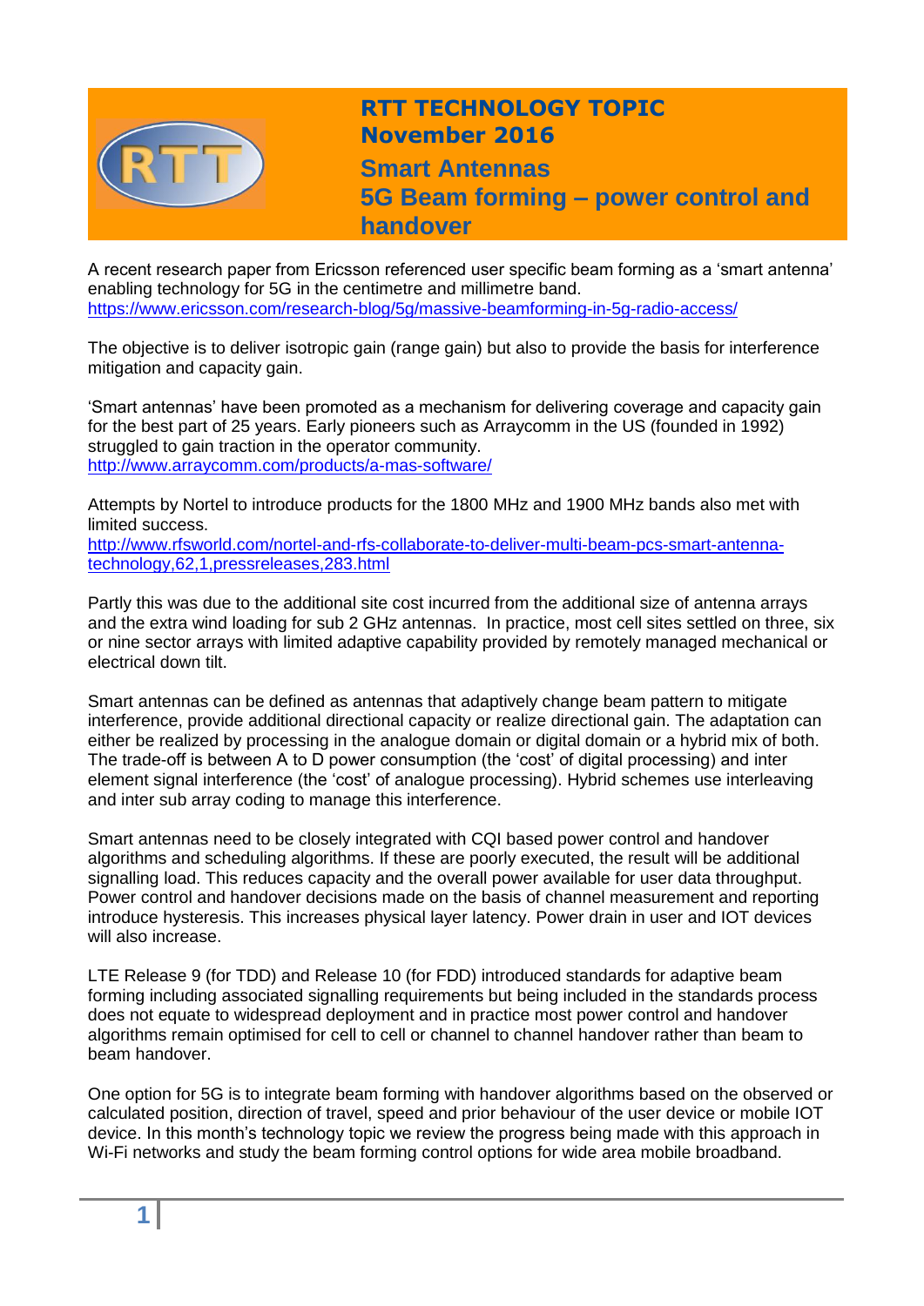# RTT TECHNOLOGY TOPIC
## November 2016
## Smart Antennas
## 5G Beam forming – power control and handover

A recent research paper from Ericsson referenced user specific beam forming as a 'smart antenna' enabling technology for 5G in the centimetre and millimetre band.
https://www.ericsson.com/research-blog/5g/massive-beamforming-in-5g-radio-access/

The objective is to deliver isotropic gain (range gain) but also to provide the basis for interference mitigation and capacity gain.

'Smart antennas' have been promoted as a mechanism for delivering coverage and capacity gain for the best part of 25 years. Early pioneers such as Arraycomm in the US (founded in 1992) struggled to gain traction in the operator community.
http://www.arraycomm.com/products/a-mas-software/

Attempts by Nortel to introduce products for the 1800 MHz and 1900 MHz bands also met with limited success.
http://www.rfsworld.com/nortel-and-rfs-collaborate-to-deliver-multi-beam-pcs-smart-antenna-technology,62,1,pressreleases,283.html

Partly this was due to the additional site cost incurred from the additional size of antenna arrays and the extra wind loading for sub 2 GHz antennas. In practice, most cell sites settled on three, six or nine sector arrays with limited adaptive capability provided by remotely managed mechanical or electrical down tilt.

Smart antennas can be defined as antennas that adaptively change beam pattern to mitigate interference, provide additional directional capacity or realize directional gain. The adaptation can either be realized by processing in the analogue domain or digital domain or a hybrid mix of both. The trade-off is between A to D power consumption (the 'cost' of digital processing) and inter element signal interference (the 'cost' of analogue processing). Hybrid schemes use interleaving and inter sub array coding to manage this interference.

Smart antennas need to be closely integrated with CQI based power control and handover algorithms and scheduling algorithms. If these are poorly executed, the result will be additional signalling load. This reduces capacity and the overall power available for user data throughput. Power control and handover decisions made on the basis of channel measurement and reporting introduce hysteresis. This increases physical layer latency. Power drain in user and IOT devices will also increase.

LTE Release 9 (for TDD) and Release 10 (for FDD) introduced standards for adaptive beam forming including associated signalling requirements but being included in the standards process does not equate to widespread deployment and in practice most power control and handover algorithms remain optimised for cell to cell or channel to channel handover rather than beam to beam handover.

One option for 5G is to integrate beam forming with handover algorithms based on the observed or calculated position, direction of travel, speed and prior behaviour of the user device or mobile IOT device. In this month's technology topic we review the progress being made with this approach in Wi-Fi networks and study the beam forming control options for wide area mobile broadband.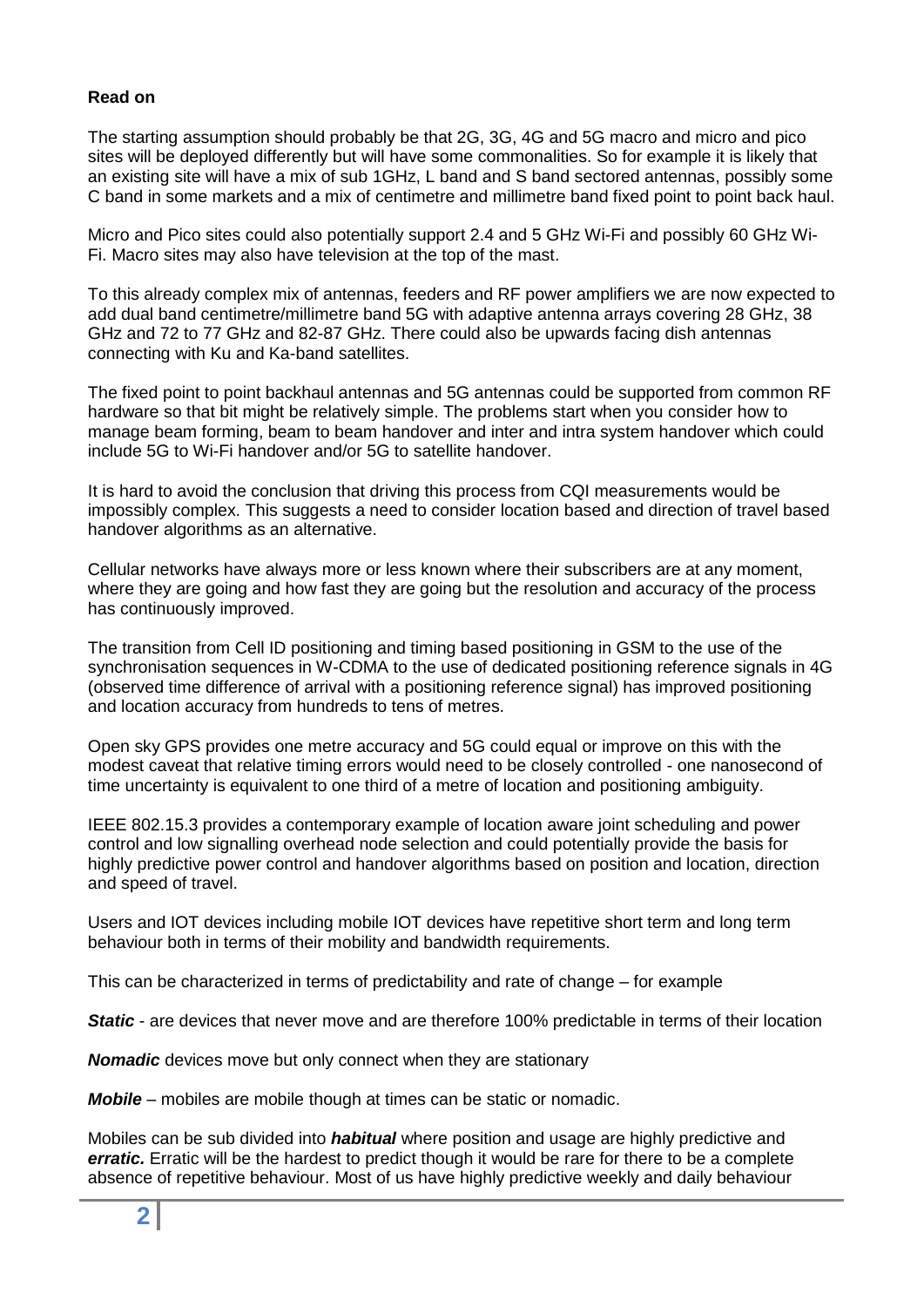**Read on**

The starting assumption should probably be that 2G, 3G, 4G and 5G macro and micro and pico sites will be deployed differently but will have some commonalities. So for example it is likely that an existing site will have a mix of sub 1GHz, L band and S band sectored antennas, possibly some C band in some markets and a mix of centimetre and millimetre band fixed point to point back haul.

Micro and Pico sites could also potentially support 2.4 and 5 GHz Wi-Fi and possibly 60 GHz Wi-Fi. Macro sites may also have television at the top of the mast.

To this already complex mix of antennas, feeders and RF power amplifiers we are now expected to add dual band centimetre/millimetre band 5G with adaptive antenna arrays covering 28 GHz, 38 GHz and 72 to 77 GHz and 82-87 GHz. There could also be upwards facing dish antennas connecting with Ku and Ka-band satellites.

The fixed point to point backhaul antennas and 5G antennas could be supported from common RF hardware so that bit might be relatively simple. The problems start when you consider how to manage beam forming, beam to beam handover and inter and intra system handover which could include 5G to Wi-Fi handover and/or 5G to satellite handover.

It is hard to avoid the conclusion that driving this process from CQI measurements would be impossibly complex. This suggests a need to consider location based and direction of travel based handover algorithms as an alternative.

Cellular networks have always more or less known where their subscribers are at any moment, where they are going and how fast they are going but the resolution and accuracy of the process has continuously improved.

The transition from Cell ID positioning and timing based positioning in GSM to the use of the synchronisation sequences in W-CDMA to the use of dedicated positioning reference signals in 4G (observed time difference of arrival with a positioning reference signal) has improved positioning and location accuracy from hundreds to tens of metres.

Open sky GPS provides one metre accuracy and 5G could equal or improve on this with the modest caveat that relative timing errors would need to be closely controlled - one nanosecond of time uncertainty is equivalent to one third of a metre of location and positioning ambiguity.

IEEE 802.15.3 provides a contemporary example of location aware joint scheduling and power control and low signalling overhead node selection and could potentially provide the basis for highly predictive power control and handover algorithms based on position and location, direction and speed of travel.

Users and IOT devices including mobile IOT devices have repetitive short term and long term behaviour both in terms of their mobility and bandwidth requirements.

This can be characterized in terms of predictability and rate of change – for example

***Static*** - are devices that never move and are therefore 100% predictable in terms of their location

***Nomadic*** devices move but only connect when they are stationary

***Mobile*** – mobiles are mobile though at times can be static or nomadic.

Mobiles can be sub divided into ***habitual*** where position and usage are highly predictive and ***erratic.*** Erratic will be the hardest to predict though it would be rare for there to be a complete absence of repetitive behaviour. Most of us have highly predictive weekly and daily behaviour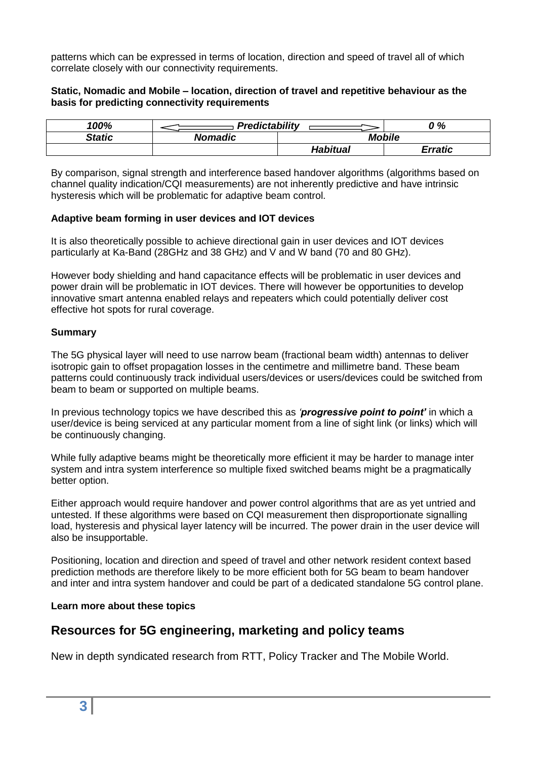patterns which can be expressed in terms of location, direction and speed of travel all of which correlate closely with our connectivity requirements.

**Static, Nomadic and Mobile – location, direction of travel and repetitive behaviour as the basis for predicting connectivity requirements**

| *100%* | *Predictability* | | *0 %* |
|---|---|---|---|
| *Static* | *Nomadic* | *Mobile* | |
| | | *Habitual* | *Erratic* |

By comparison, signal strength and interference based handover algorithms (algorithms based on channel quality indication/CQI measurements) are not inherently predictive and have intrinsic hysteresis which will be problematic for adaptive beam control.

**Adaptive beam forming in user devices and IOT devices**

It is also theoretically possible to achieve directional gain in user devices and IOT devices particularly at Ka-Band (28GHz and 38 GHz) and V and W band (70 and 80 GHz).

However body shielding and hand capacitance effects will be problematic in user devices and power drain will be problematic in IOT devices. There will however be opportunities to develop innovative smart antenna enabled relays and repeaters which could potentially deliver cost effective hot spots for rural coverage.

**Summary**

The 5G physical layer will need to use narrow beam (fractional beam width) antennas to deliver isotropic gain to offset propagation losses in the centimetre and millimetre band. These beam patterns could continuously track individual users/devices or users/devices could be switched from beam to beam or supported on multiple beams.

In previous technology topics we have described this as *'**progressive point to point'*** in which a user/device is being serviced at any particular moment from a line of sight link (or links) which will be continuously changing.

While fully adaptive beams might be theoretically more efficient it may be harder to manage inter system and intra system interference so multiple fixed switched beams might be a pragmatically better option.

Either approach would require handover and power control algorithms that are as yet untried and untested. If these algorithms were based on CQI measurement then disproportionate signalling load, hysteresis and physical layer latency will be incurred. The power drain in the user device will also be insupportable.

Positioning, location and direction and speed of travel and other network resident context based prediction methods are therefore likely to be more efficient both for 5G beam to beam handover and inter and intra system handover and could be part of a dedicated standalone 5G control plane.

**Learn more about these topics**

## Resources for 5G engineering, marketing and policy teams

New in depth syndicated research from RTT, Policy Tracker and The Mobile World.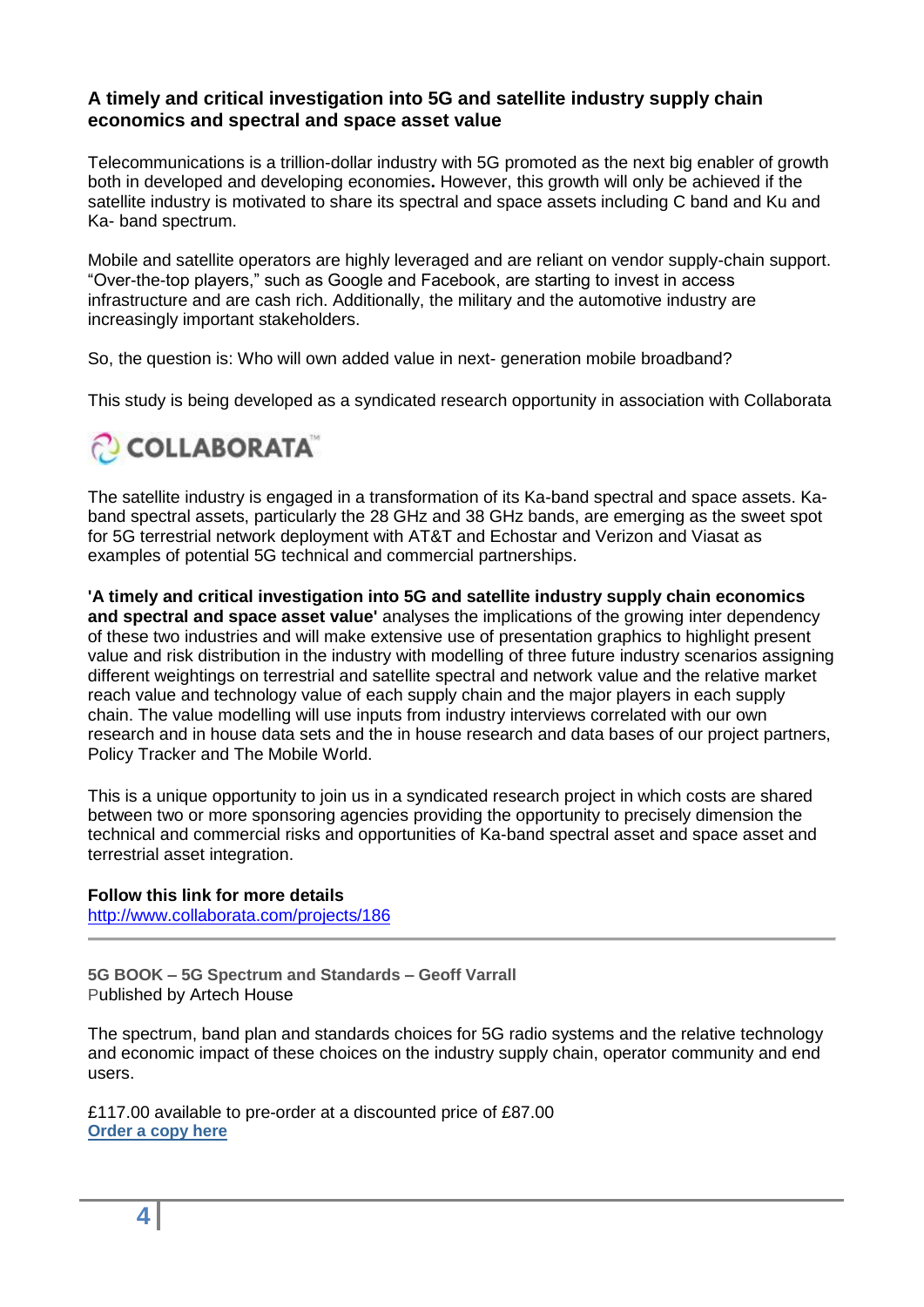### A timely and critical investigation into 5G and satellite industry supply chain economics and spectral and space asset value

Telecommunications is a trillion-dollar industry with 5G promoted as the next big enabler of growth both in developed and developing economies**.** However, this growth will only be achieved if the satellite industry is motivated to share its spectral and space assets including C band and Ku and Ka- band spectrum.

Mobile and satellite operators are highly leveraged and are reliant on vendor supply-chain support. "Over-the-top players," such as Google and Facebook, are starting to invest in access infrastructure and are cash rich. Additionally, the military and the automotive industry are increasingly important stakeholders.

So, the question is: Who will own added value in next- generation mobile broadband?

This study is being developed as a syndicated research opportunity in association with Collaborata

COLLABORATA™

The satellite industry is engaged in a transformation of its Ka-band spectral and space assets. Ka-band spectral assets, particularly the 28 GHz and 38 GHz bands, are emerging as the sweet spot for 5G terrestrial network deployment with AT&T and Echostar and Verizon and Viasat as examples of potential 5G technical and commercial partnerships.

**'A timely and critical investigation into 5G and satellite industry supply chain economics and spectral and space asset value'** analyses the implications of the growing inter dependency of these two industries and will make extensive use of presentation graphics to highlight present value and risk distribution in the industry with modelling of three future industry scenarios assigning different weightings on terrestrial and satellite spectral and network value and the relative market reach value and technology value of each supply chain and the major players in each supply chain. The value modelling will use inputs from industry interviews correlated with our own research and in house data sets and the in house research and data bases of our project partners, Policy Tracker and The Mobile World.

This is a unique opportunity to join us in a syndicated research project in which costs are shared between two or more sponsoring agencies providing the opportunity to precisely dimension the technical and commercial risks and opportunities of Ka-band spectral asset and space asset and terrestrial asset integration.

**Follow this link for more details**
http://www.collaborata.com/projects/186

---

**5G BOOK – 5G Spectrum and Standards – Geoff Varrall**
Published by Artech House

The spectrum, band plan and standards choices for 5G radio systems and the relative technology and economic impact of these choices on the industry supply chain, operator community and end users.

£117.00 available to pre-order at a discounted price of £87.00
**Order a copy here**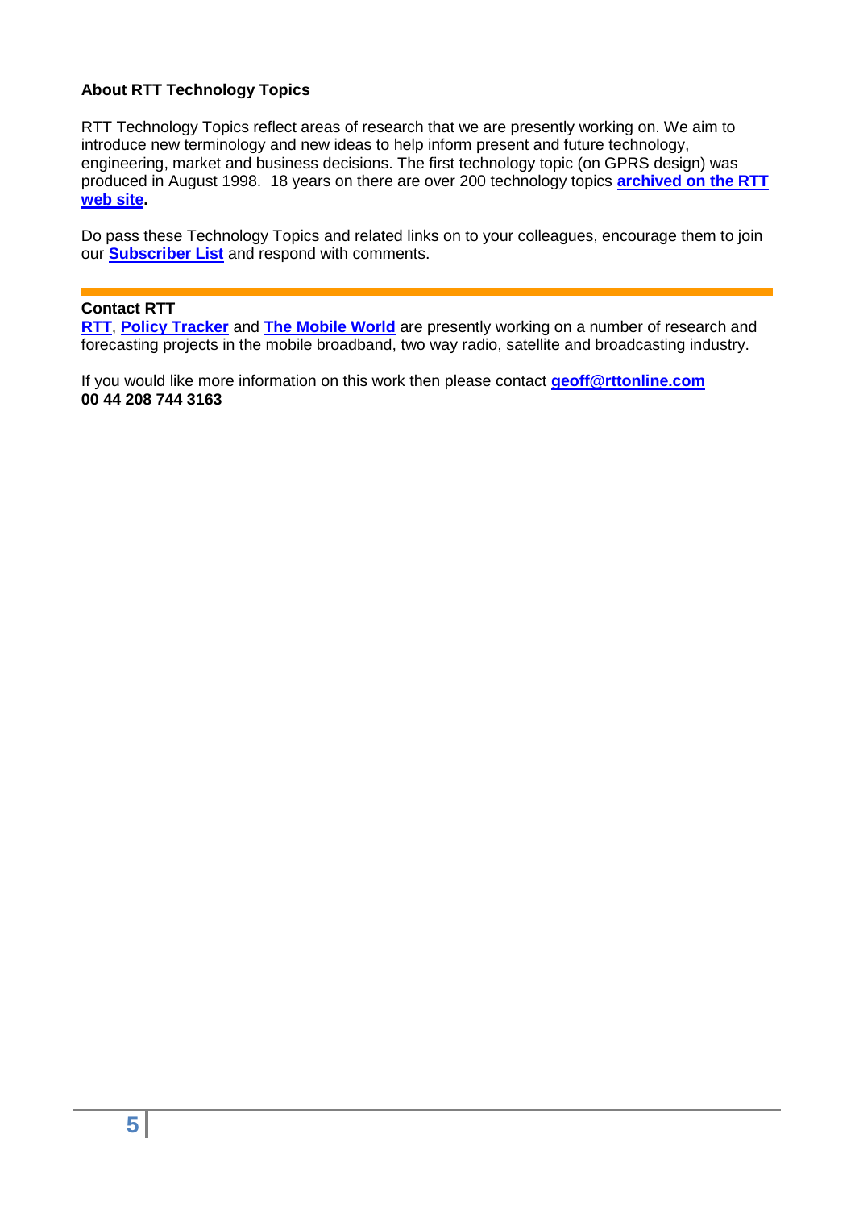**About RTT Technology Topics**

RTT Technology Topics reflect areas of research that we are presently working on. We aim to introduce new terminology and new ideas to help inform present and future technology, engineering, market and business decisions. The first technology topic (on GPRS design) was produced in August 1998. 18 years on there are over 200 technology topics **archived on the RTT web site**.

Do pass these Technology Topics and related links on to your colleagues, encourage them to join our **Subscriber List** and respond with comments.

---

**Contact RTT**

**RTT**, **Policy Tracker** and **The Mobile World** are presently working on a number of research and forecasting projects in the mobile broadband, two way radio, satellite and broadcasting industry.

If you would like more information on this work then please contact **geoff@rttonline.com**
**00 44 208 744 3163**